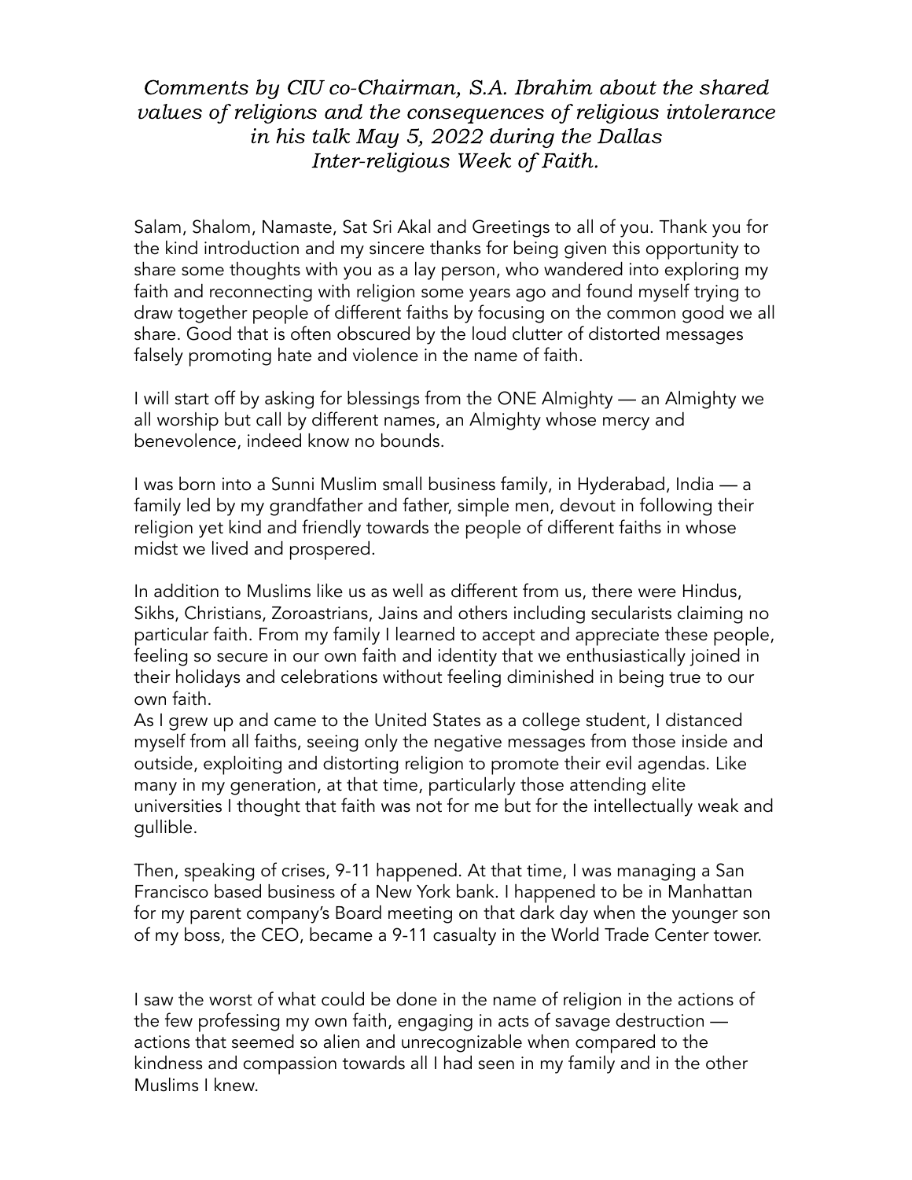*Comments by CIU co-Chairman, S.A. Ibrahim about the shared values of religions and the consequences of religious intolerance in his talk May 5, 2022 during the Dallas Inter-religious Week of Faith.*

Salam, Shalom, Namaste, Sat Sri Akal and Greetings to all of you. Thank you for the kind introduction and my sincere thanks for being given this opportunity to share some thoughts with you as a lay person, who wandered into exploring my faith and reconnecting with religion some years ago and found myself trying to draw together people of different faiths by focusing on the common good we all share. Good that is often obscured by the loud clutter of distorted messages falsely promoting hate and violence in the name of faith.

I will start off by asking for blessings from the ONE Almighty — an Almighty we all worship but call by different names, an Almighty whose mercy and benevolence, indeed know no bounds.

I was born into a Sunni Muslim small business family, in Hyderabad, India — a family led by my grandfather and father, simple men, devout in following their religion yet kind and friendly towards the people of different faiths in whose midst we lived and prospered.

In addition to Muslims like us as well as different from us, there were Hindus, Sikhs, Christians, Zoroastrians, Jains and others including secularists claiming no particular faith. From my family I learned to accept and appreciate these people, feeling so secure in our own faith and identity that we enthusiastically joined in their holidays and celebrations without feeling diminished in being true to our own faith.
As I grew up and came to the United States as a college student, I distanced myself from all faiths, seeing only the negative messages from those inside and outside, exploiting and distorting religion to promote their evil agendas. Like many in my generation, at that time, particularly those attending elite universities I thought that faith was not for me but for the intellectually weak and gullible.

Then, speaking of crises, 9-11 happened. At that time, I was managing a San Francisco based business of a New York bank. I happened to be in Manhattan for my parent company's Board meeting on that dark day when the younger son of my boss, the CEO, became a 9-11 casualty in the World Trade Center tower.

I saw the worst of what could be done in the name of religion in the actions of the few professing my own faith, engaging in acts of savage destruction — actions that seemed so alien and unrecognizable when compared to the kindness and compassion towards all I had seen in my family and in the other Muslims I knew.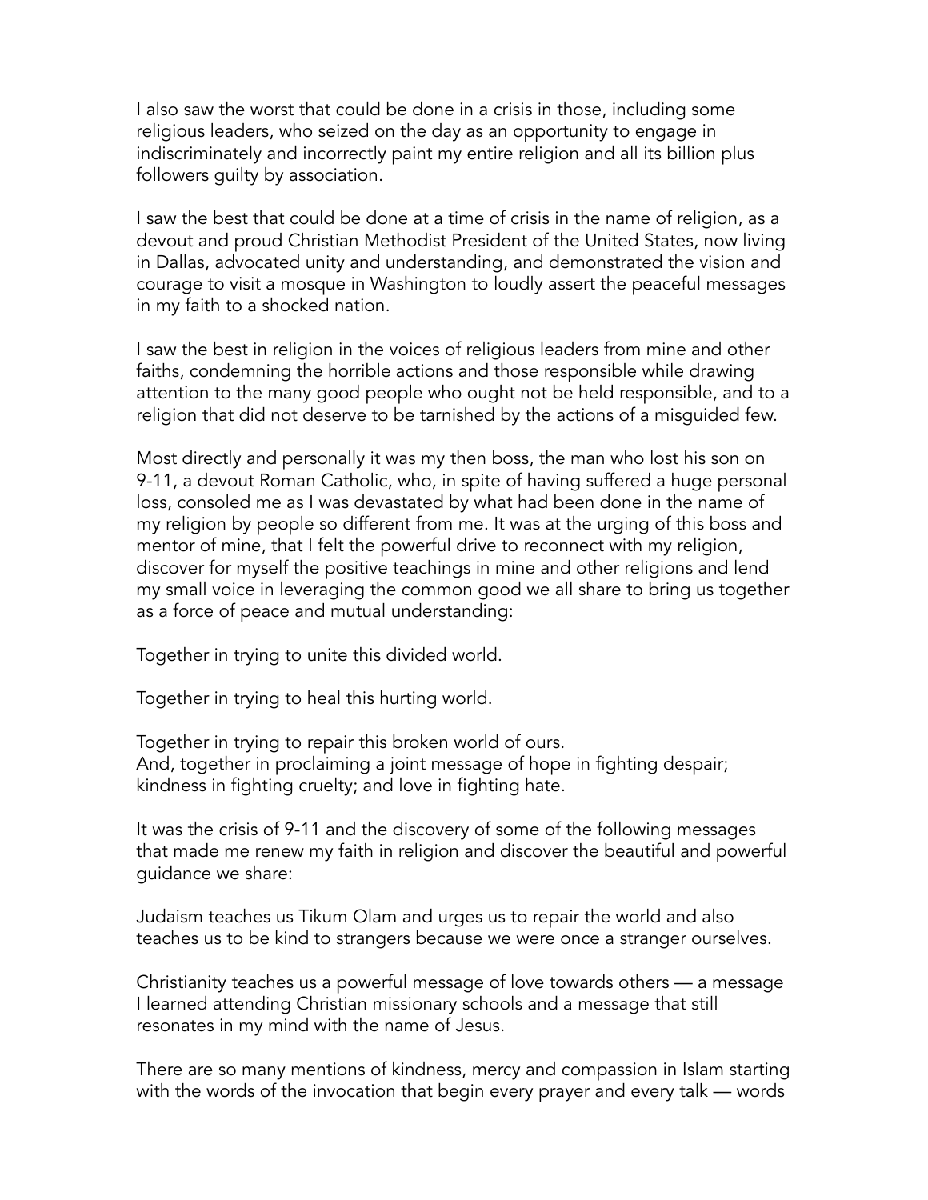I also saw the worst that could be done in a crisis in those, including some religious leaders, who seized on the day as an opportunity to engage in indiscriminately and incorrectly paint my entire religion and all its billion plus followers guilty by association.

I saw the best that could be done at a time of crisis in the name of religion, as a devout and proud Christian Methodist President of the United States, now living in Dallas, advocated unity and understanding, and demonstrated the vision and courage to visit a mosque in Washington to loudly assert the peaceful messages in my faith to a shocked nation.

I saw the best in religion in the voices of religious leaders from mine and other faiths, condemning the horrible actions and those responsible while drawing attention to the many good people who ought not be held responsible, and to a religion that did not deserve to be tarnished by the actions of a misguided few.

Most directly and personally it was my then boss, the man who lost his son on 9-11, a devout Roman Catholic, who, in spite of having suffered a huge personal loss, consoled me as I was devastated by what had been done in the name of my religion by people so different from me. It was at the urging of this boss and mentor of mine, that I felt the powerful drive to reconnect with my religion, discover for myself the positive teachings in mine and other religions and lend my small voice in leveraging the common good we all share to bring us together as a force of peace and mutual understanding:

Together in trying to unite this divided world.

Together in trying to heal this hurting world.

Together in trying to repair this broken world of ours.
And, together in proclaiming a joint message of hope in fighting despair; kindness in fighting cruelty; and love in fighting hate.

It was the crisis of 9-11 and the discovery of some of the following messages that made me renew my faith in religion and discover the beautiful and powerful guidance we share:

Judaism teaches us Tikum Olam and urges us to repair the world and also teaches us to be kind to strangers because we were once a stranger ourselves.

Christianity teaches us a powerful message of love towards others — a message I learned attending Christian missionary schools and a message that still resonates in my mind with the name of Jesus.

There are so many mentions of kindness, mercy and compassion in Islam starting with the words of the invocation that begin every prayer and every talk — words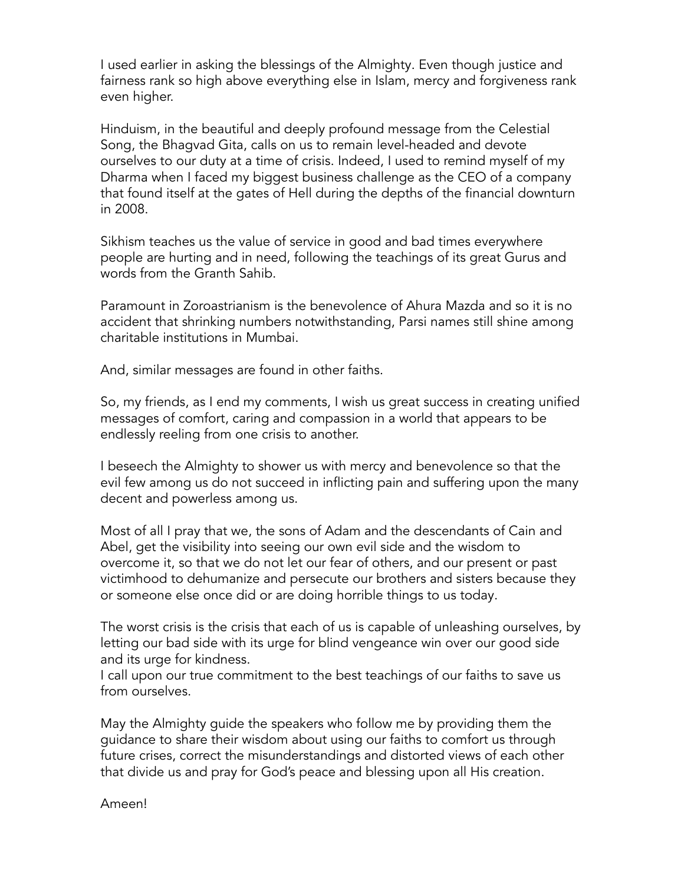I used earlier in asking the blessings of the Almighty. Even though justice and fairness rank so high above everything else in Islam, mercy and forgiveness rank even higher.

Hinduism, in the beautiful and deeply profound message from the Celestial Song, the Bhagvad Gita, calls on us to remain level-headed and devote ourselves to our duty at a time of crisis. Indeed, I used to remind myself of my Dharma when I faced my biggest business challenge as the CEO of a company that found itself at the gates of Hell during the depths of the financial downturn in 2008.

Sikhism teaches us the value of service in good and bad times everywhere people are hurting and in need, following the teachings of its great Gurus and words from the Granth Sahib.

Paramount in Zoroastrianism is the benevolence of Ahura Mazda and so it is no accident that shrinking numbers notwithstanding, Parsi names still shine among charitable institutions in Mumbai.

And, similar messages are found in other faiths.

So, my friends, as I end my comments, I wish us great success in creating unified messages of comfort, caring and compassion in a world that appears to be endlessly reeling from one crisis to another.

I beseech the Almighty to shower us with mercy and benevolence so that the evil few among us do not succeed in inflicting pain and suffering upon the many decent and powerless among us.

Most of all I pray that we, the sons of Adam and the descendants of Cain and Abel, get the visibility into seeing our own evil side and the wisdom to overcome it, so that we do not let our fear of others, and our present or past victimhood to dehumanize and persecute our brothers and sisters because they or someone else once did or are doing horrible things to us today.

The worst crisis is the crisis that each of us is capable of unleashing ourselves, by letting our bad side with its urge for blind vengeance win over our good side and its urge for kindness.
I call upon our true commitment to the best teachings of our faiths to save us from ourselves.

May the Almighty guide the speakers who follow me by providing them the guidance to share their wisdom about using our faiths to comfort us through future crises, correct the misunderstandings and distorted views of each other that divide us and pray for God's peace and blessing upon all His creation.

Ameen!